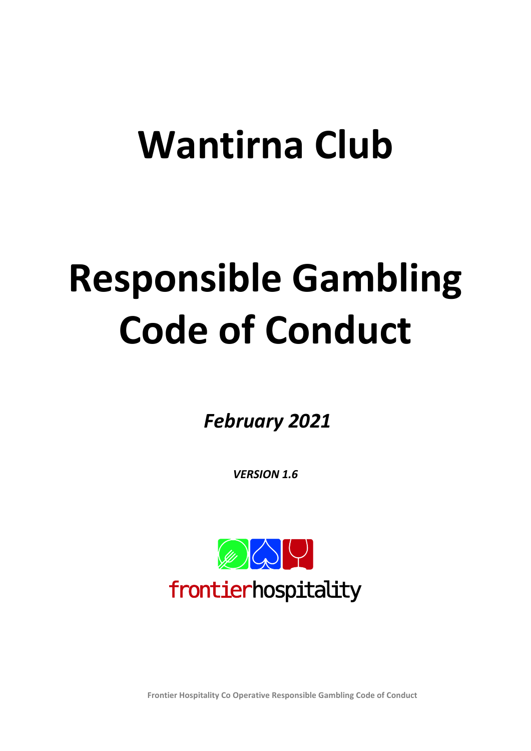# Wantirna Club

# Responsible Gambling Code of Conduct

***February 2021***

***VERSION 1.6***

frontierhospitality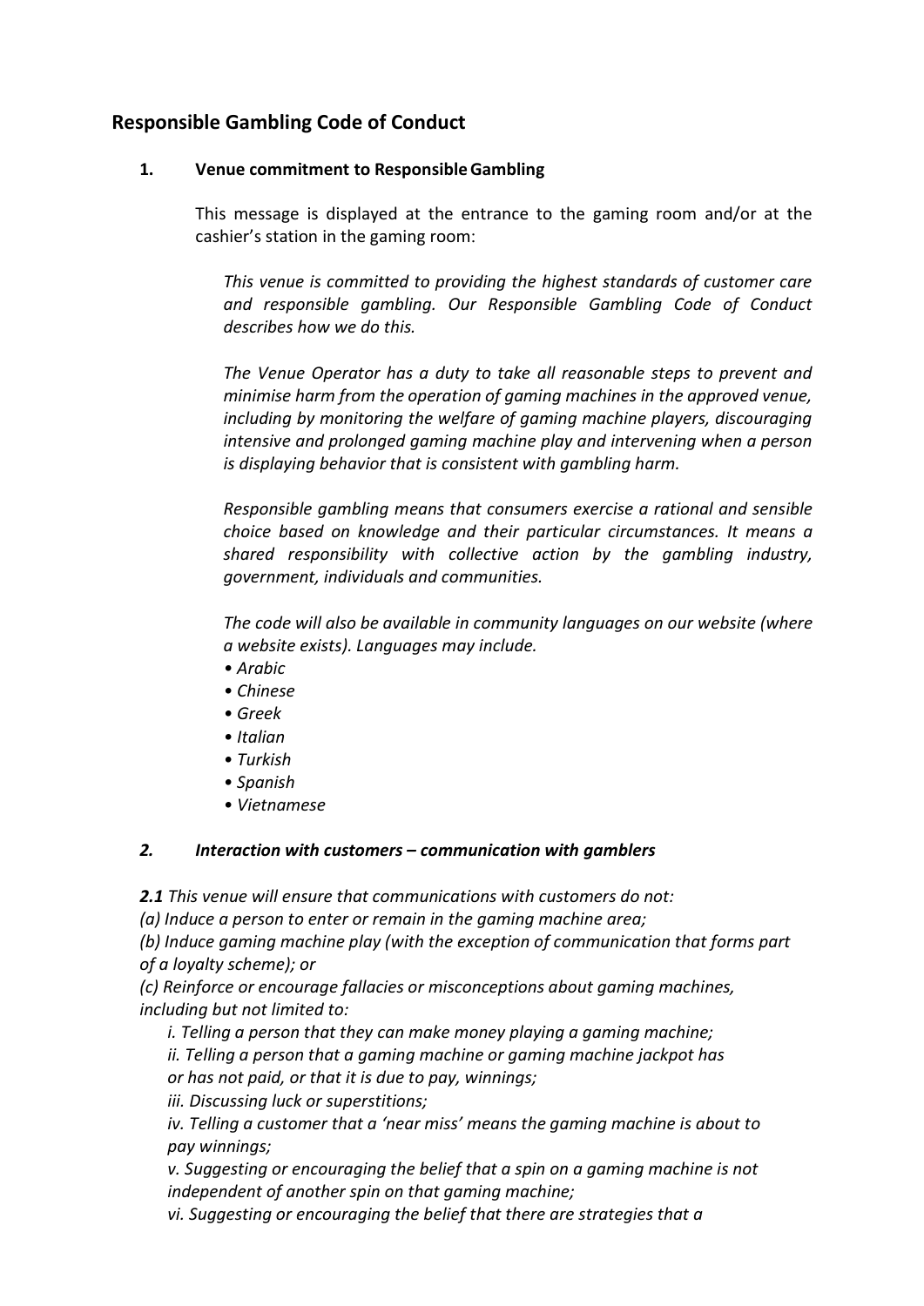## Responsible Gambling Code of Conduct

### 1. Venue commitment to Responsible Gambling

This message is displayed at the entrance to the gaming room and/or at the cashier's station in the gaming room:

*This venue is committed to providing the highest standards of customer care and responsible gambling. Our Responsible Gambling Code of Conduct describes how we do this.*

*The Venue Operator has a duty to take all reasonable steps to prevent and minimise harm from the operation of gaming machines in the approved venue, including by monitoring the welfare of gaming machine players, discouraging intensive and prolonged gaming machine play and intervening when a person is displaying behavior that is consistent with gambling harm.*

*Responsible gambling means that consumers exercise a rational and sensible choice based on knowledge and their particular circumstances. It means a shared responsibility with collective action by the gambling industry, government, individuals and communities.*

*The code will also be available in community languages on our website (where a website exists). Languages may include.*

- *Arabic*
- *Chinese*
- *Greek*
- *Italian*
- *Turkish*
- *Spanish*
- *Vietnamese*

### *2. Interaction with customers – communication with gamblers*

***2.1*** *This venue will ensure that communications with customers do not:*

*(a) Induce a person to enter or remain in the gaming machine area;*

*(b) Induce gaming machine play (with the exception of communication that forms part of a loyalty scheme); or*

*(c) Reinforce or encourage fallacies or misconceptions about gaming machines, including but not limited to:*

- *i. Telling a person that they can make money playing a gaming machine;*
- *ii. Telling a person that a gaming machine or gaming machine jackpot has or has not paid, or that it is due to pay, winnings;*
- *iii. Discussing luck or superstitions;*
- *iv. Telling a customer that a 'near miss' means the gaming machine is about to pay winnings;*
- *v. Suggesting or encouraging the belief that a spin on a gaming machine is not independent of another spin on that gaming machine;*
- *vi. Suggesting or encouraging the belief that there are strategies that a*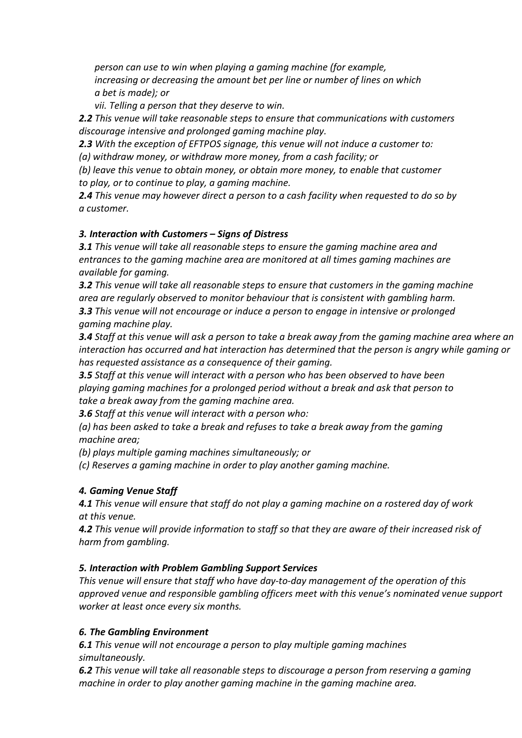*person can use to win when playing a gaming machine (for example, increasing or decreasing the amount bet per line or number of lines on which a bet is made); or*

*vii. Telling a person that they deserve to win.*

***2.2*** *This venue will take reasonable steps to ensure that communications with customers discourage intensive and prolonged gaming machine play.*

***2.3*** *With the exception of EFTPOS signage, this venue will not induce a customer to:*

*(a) withdraw money, or withdraw more money, from a cash facility; or*

*(b) leave this venue to obtain money, or obtain more money, to enable that customer to play, or to continue to play, a gaming machine.*

***2.4*** *This venue may however direct a person to a cash facility when requested to do so by a customer.*

### *3. Interaction with Customers – Signs of Distress*

***3.1*** *This venue will take all reasonable steps to ensure the gaming machine area and entrances to the gaming machine area are monitored at all times gaming machines are available for gaming.*

***3.2*** *This venue will take all reasonable steps to ensure that customers in the gaming machine area are regularly observed to monitor behaviour that is consistent with gambling harm.*

***3.3*** *This venue will not encourage or induce a person to engage in intensive or prolonged gaming machine play.*

***3.4*** *Staff at this venue will ask a person to take a break away from the gaming machine area where an interaction has occurred and hat interaction has determined that the person is angry while gaming or has requested assistance as a consequence of their gaming.*

***3.5*** *Staff at this venue will interact with a person who has been observed to have been playing gaming machines for a prolonged period without a break and ask that person to take a break away from the gaming machine area.*

***3.6*** *Staff at this venue will interact with a person who:*

*(a) has been asked to take a break and refuses to take a break away from the gaming machine area;*

*(b) plays multiple gaming machines simultaneously; or*

*(c) Reserves a gaming machine in order to play another gaming machine.*

### *4. Gaming Venue Staff*

***4.1*** *This venue will ensure that staff do not play a gaming machine on a rostered day of work at this venue.*

***4.2*** *This venue will provide information to staff so that they are aware of their increased risk of harm from gambling.*

### *5. Interaction with Problem Gambling Support Services*

*This venue will ensure that staff who have day-to-day management of the operation of this approved venue and responsible gambling officers meet with this venue's nominated venue support worker at least once every six months.*

### *6. The Gambling Environment*

***6.1*** *This venue will not encourage a person to play multiple gaming machines simultaneously.*

***6.2*** *This venue will take all reasonable steps to discourage a person from reserving a gaming machine in order to play another gaming machine in the gaming machine area.*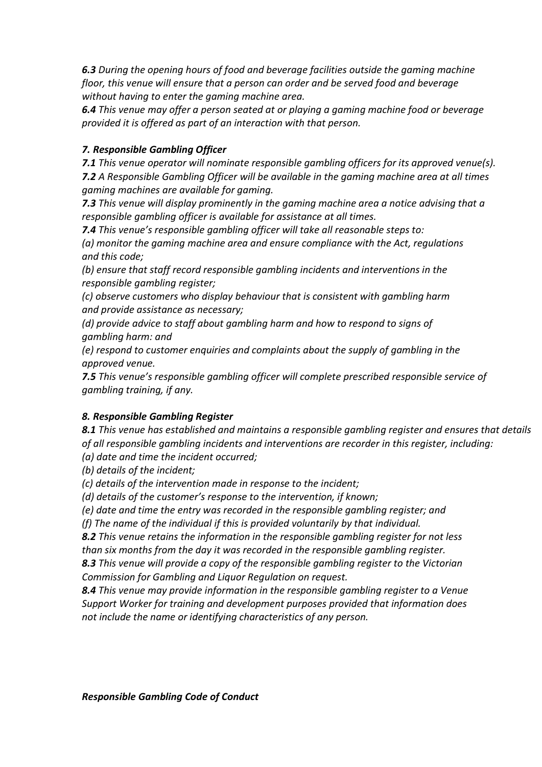***6.3*** *During the opening hours of food and beverage facilities outside the gaming machine floor, this venue will ensure that a person can order and be served food and beverage without having to enter the gaming machine area.*
***6.4*** *This venue may offer a person seated at or playing a gaming machine food or beverage provided it is offered as part of an interaction with that person.*

### *7. Responsible Gambling Officer*

***7.1*** *This venue operator will nominate responsible gambling officers for its approved venue(s).*
***7.2*** *A Responsible Gambling Officer will be available in the gaming machine area at all times gaming machines are available for gaming.*
***7.3*** *This venue will display prominently in the gaming machine area a notice advising that a responsible gambling officer is available for assistance at all times.*
***7.4*** *This venue's responsible gambling officer will take all reasonable steps to:*
*(a) monitor the gaming machine area and ensure compliance with the Act, regulations and this code;*
*(b) ensure that staff record responsible gambling incidents and interventions in the responsible gambling register;*
*(c) observe customers who display behaviour that is consistent with gambling harm and provide assistance as necessary;*
*(d) provide advice to staff about gambling harm and how to respond to signs of gambling harm: and*
*(e) respond to customer enquiries and complaints about the supply of gambling in the approved venue.*
***7.5*** *This venue's responsible gambling officer will complete prescribed responsible service of gambling training, if any.*

### *8. Responsible Gambling Register*

***8.1*** *This venue has established and maintains a responsible gambling register and ensures that details of all responsible gambling incidents and interventions are recorder in this register, including:*
*(a) date and time the incident occurred;*
*(b) details of the incident;*
*(c) details of the intervention made in response to the incident;*
*(d) details of the customer's response to the intervention, if known;*
*(e) date and time the entry was recorded in the responsible gambling register; and*
*(f) The name of the individual if this is provided voluntarily by that individual.*
***8.2*** *This venue retains the information in the responsible gambling register for not less than six months from the day it was recorded in the responsible gambling register.*
***8.3*** *This venue will provide a copy of the responsible gambling register to the Victorian Commission for Gambling and Liquor Regulation on request.*
***8.4*** *This venue may provide information in the responsible gambling register to a Venue Support Worker for training and development purposes provided that information does not include the name or identifying characteristics of any person.*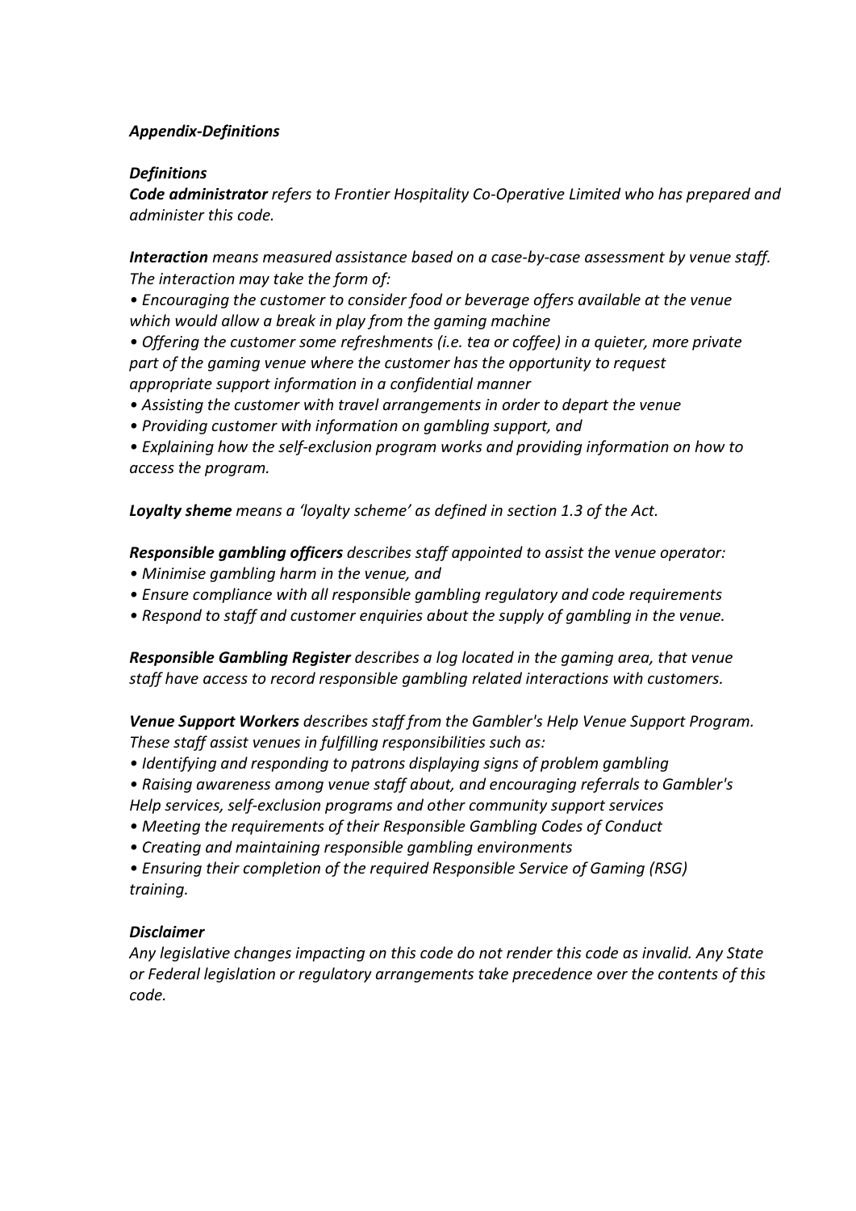### *Appendix-Definitions*

#### *Definitions*

***Code administrator*** *refers to Frontier Hospitality Co-Operative Limited who has prepared and administer this code.*

***Interaction*** *means measured assistance based on a case-by-case assessment by venue staff. The interaction may take the form of:*

- *Encouraging the customer to consider food or beverage offers available at the venue which would allow a break in play from the gaming machine*
- *Offering the customer some refreshments (i.e. tea or coffee) in a quieter, more private part of the gaming venue where the customer has the opportunity to request appropriate support information in a confidential manner*
- *Assisting the customer with travel arrangements in order to depart the venue*
- *Providing customer with information on gambling support, and*
- *Explaining how the self-exclusion program works and providing information on how to access the program.*

***Loyalty sheme*** *means a 'loyalty scheme' as defined in section 1.3 of the Act.*

***Responsible gambling officers*** *describes staff appointed to assist the venue operator:*

- *Minimise gambling harm in the venue, and*
- *Ensure compliance with all responsible gambling regulatory and code requirements*
- *Respond to staff and customer enquiries about the supply of gambling in the venue.*

***Responsible Gambling Register*** *describes a log located in the gaming area, that venue staff have access to record responsible gambling related interactions with customers.*

***Venue Support Workers*** *describes staff from the Gambler's Help Venue Support Program. These staff assist venues in fulfilling responsibilities such as:*

- *Identifying and responding to patrons displaying signs of problem gambling*
- *Raising awareness among venue staff about, and encouraging referrals to Gambler's Help services, self-exclusion programs and other community support services*
- *Meeting the requirements of their Responsible Gambling Codes of Conduct*
- *Creating and maintaining responsible gambling environments*
- *Ensuring their completion of the required Responsible Service of Gaming (RSG) training.*

#### *Disclaimer*

*Any legislative changes impacting on this code do not render this code as invalid. Any State or Federal legislation or regulatory arrangements take precedence over the contents of this code.*